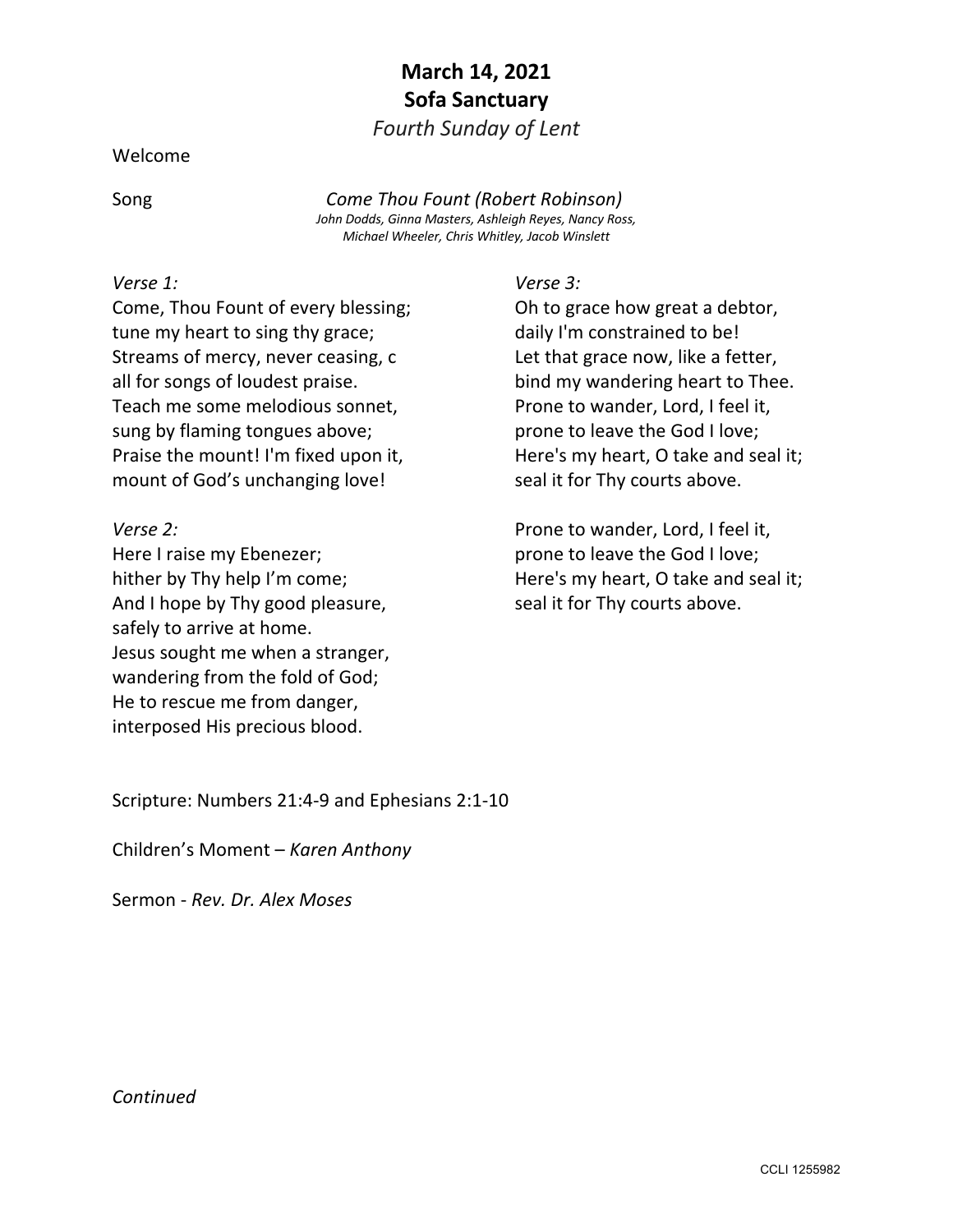# March 14, 2021

# Sofa Sanctuary

*Fourth Sunday of Lent*

Welcome

Song *Come Thou Fount (Robert Robinson)*

*John Dodds, Ginna Masters, Ashleigh Reyes, Nancy Ross, Michael Wheeler, Chris Whitley, Jacob Winslett*

*Verse 1:*
Come, Thou Fount of every blessing;
tune my heart to sing thy grace;
Streams of mercy, never ceasing, c
all for songs of loudest praise.
Teach me some melodious sonnet,
sung by flaming tongues above;
Praise the mount! I'm fixed upon it,
mount of God's unchanging love!

*Verse 2:*
Here I raise my Ebenezer;
hither by Thy help I'm come;
And I hope by Thy good pleasure,
safely to arrive at home.
Jesus sought me when a stranger,
wandering from the fold of God;
He to rescue me from danger,
interposed His precious blood.

*Verse 3:*
Oh to grace how great a debtor,
daily I'm constrained to be!
Let that grace now, like a fetter,
bind my wandering heart to Thee.
Prone to wander, Lord, I feel it,
prone to leave the God I love;
Here's my heart, O take and seal it;
seal it for Thy courts above.

Prone to wander, Lord, I feel it,
prone to leave the God I love;
Here's my heart, O take and seal it;
seal it for Thy courts above.

Scripture: Numbers 21:4-9 and Ephesians 2:1-10

Children's Moment – *Karen Anthony*

Sermon - *Rev. Dr. Alex Moses*

*Continued*

CCLI 1255982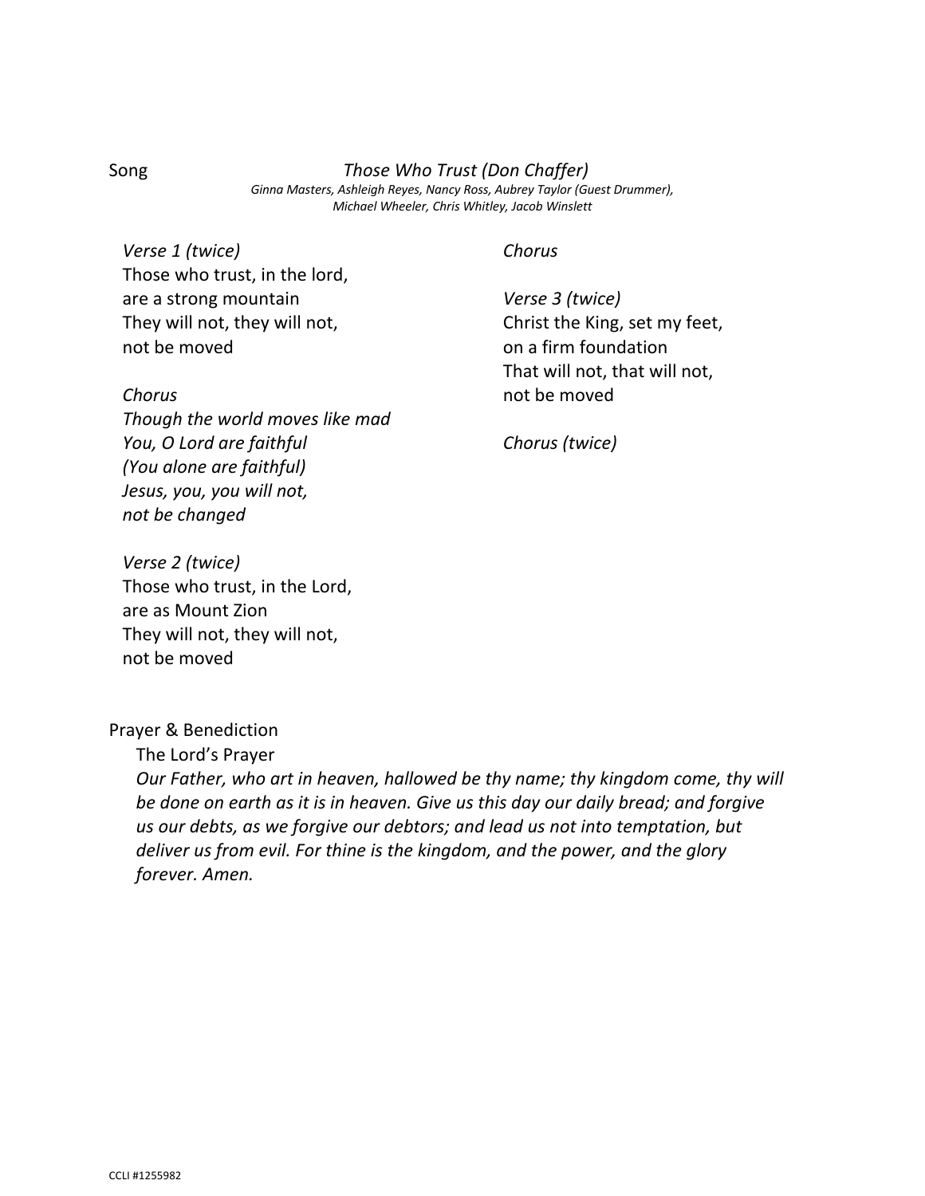Song *Those Who Trust (Don Chaffer)*

*Ginna Masters, Ashleigh Reyes, Nancy Ross, Aubrey Taylor (Guest Drummer), Michael Wheeler, Chris Whitley, Jacob Winslett*

*Verse 1 (twice)*
Those who trust, in the lord,
are a strong mountain
They will not, they will not,
not be moved

*Chorus*
*Though the world moves like mad*
*You, O Lord are faithful*
*(You alone are faithful)*
*Jesus, you, you will not,*
*not be changed*

*Verse 2 (twice)*
Those who trust, in the Lord,
are as Mount Zion
They will not, they will not,
not be moved

*Chorus*

*Verse 3 (twice)*
Christ the King, set my feet,
on a firm foundation
That will not, that will not,
not be moved

*Chorus (twice)*

Prayer & Benediction

The Lord's Prayer

*Our Father, who art in heaven, hallowed be thy name; thy kingdom come, thy will be done on earth as it is in heaven. Give us this day our daily bread; and forgive us our debts, as we forgive our debtors; and lead us not into temptation, but deliver us from evil. For thine is the kingdom, and the power, and the glory forever. Amen.*

CCLI #1255982